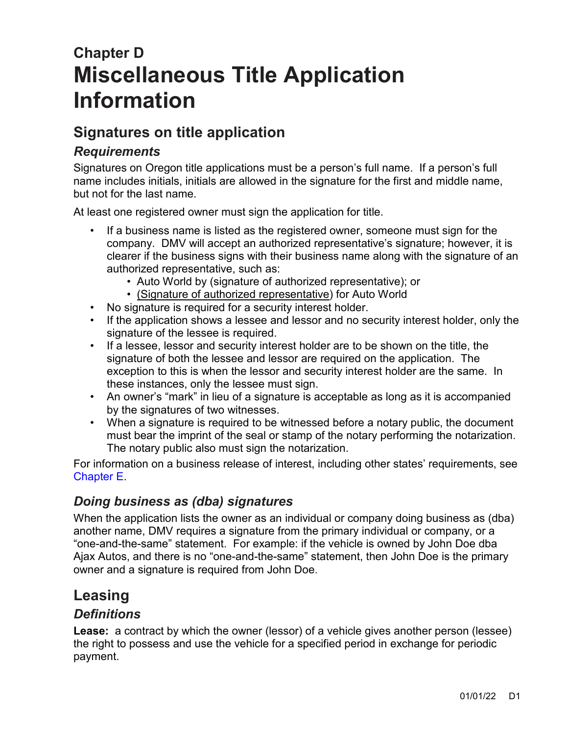# Chapter D
# Miscellaneous Title Application Information

## Signatures on title application

### *Requirements*

Signatures on Oregon title applications must be a person's full name. If a person's full name includes initials, initials are allowed in the signature for the first and middle name, but not for the last name.

At least one registered owner must sign the application for title.

- If a business name is listed as the registered owner, someone must sign for the company. DMV will accept an authorized representative's signature; however, it is clearer if the business signs with their business name along with the signature of an authorized representative, such as:
  - Auto World by (signature of authorized representative); or
  - <u>(Signature of authorized representative</u>) for Auto World
- No signature is required for a security interest holder.
- If the application shows a lessee and lessor and no security interest holder, only the signature of the lessee is required.
- If a lessee, lessor and security interest holder are to be shown on the title, the signature of both the lessee and lessor are required on the application. The exception to this is when the lessor and security interest holder are the same. In these instances, only the lessee must sign.
- An owner's "mark" in lieu of a signature is acceptable as long as it is accompanied by the signatures of two witnesses.
- When a signature is required to be witnessed before a notary public, the document must bear the imprint of the seal or stamp of the notary performing the notarization. The notary public also must sign the notarization.

For information on a business release of interest, including other states' requirements, see Chapter E.

### *Doing business as (dba) signatures*

When the application lists the owner as an individual or company doing business as (dba) another name, DMV requires a signature from the primary individual or company, or a "one-and-the-same" statement. For example: if the vehicle is owned by John Doe dba Ajax Autos, and there is no "one-and-the-same" statement, then John Doe is the primary owner and a signature is required from John Doe.

## Leasing

### *Definitions*

**Lease:** a contract by which the owner (lessor) of a vehicle gives another person (lessee) the right to possess and use the vehicle for a specified period in exchange for periodic payment.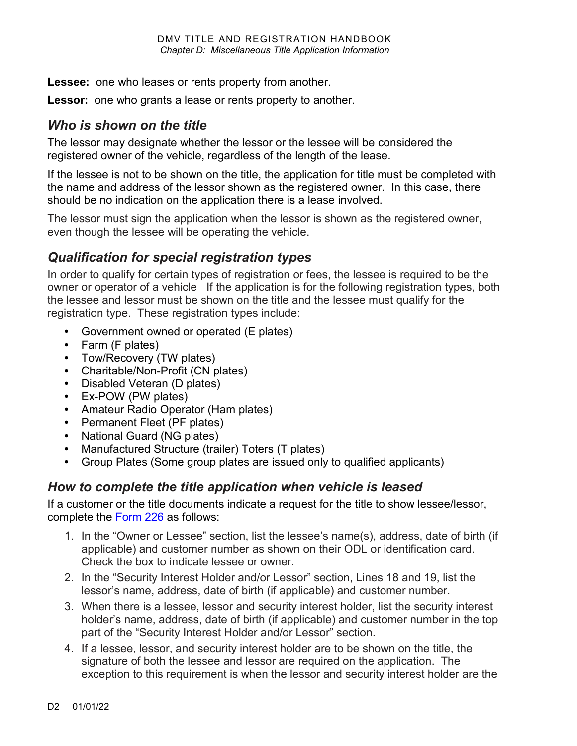**Lessee:** one who leases or rents property from another.

**Lessor:** one who grants a lease or rents property to another.

### *Who is shown on the title*

The lessor may designate whether the lessor or the lessee will be considered the registered owner of the vehicle, regardless of the length of the lease.

If the lessee is not to be shown on the title, the application for title must be completed with the name and address of the lessor shown as the registered owner. In this case, there should be no indication on the application there is a lease involved.

The lessor must sign the application when the lessor is shown as the registered owner, even though the lessee will be operating the vehicle.

### *Qualification for special registration types*

In order to qualify for certain types of registration or fees, the lessee is required to be the owner or operator of a vehicle If the application is for the following registration types, both the lessee and lessor must be shown on the title and the lessee must qualify for the registration type. These registration types include:

- Government owned or operated (E plates)
- Farm (F plates)
- Tow/Recovery (TW plates)
- Charitable/Non-Profit (CN plates)
- Disabled Veteran (D plates)
- Ex-POW (PW plates)
- Amateur Radio Operator (Ham plates)
- Permanent Fleet (PF plates)
- National Guard (NG plates)
- Manufactured Structure (trailer) Toters (T plates)
- Group Plates (Some group plates are issued only to qualified applicants)

### *How to complete the title application when vehicle is leased*

If a customer or the title documents indicate a request for the title to show lessee/lessor, complete the Form 226 as follows:

1. In the "Owner or Lessee" section, list the lessee's name(s), address, date of birth (if applicable) and customer number as shown on their ODL or identification card. Check the box to indicate lessee or owner.
2. In the "Security Interest Holder and/or Lessor" section, Lines 18 and 19, list the lessor's name, address, date of birth (if applicable) and customer number.
3. When there is a lessee, lessor and security interest holder, list the security interest holder's name, address, date of birth (if applicable) and customer number in the top part of the "Security Interest Holder and/or Lessor" section.
4. If a lessee, lessor, and security interest holder are to be shown on the title, the signature of both the lessee and lessor are required on the application. The exception to this requirement is when the lessor and security interest holder are the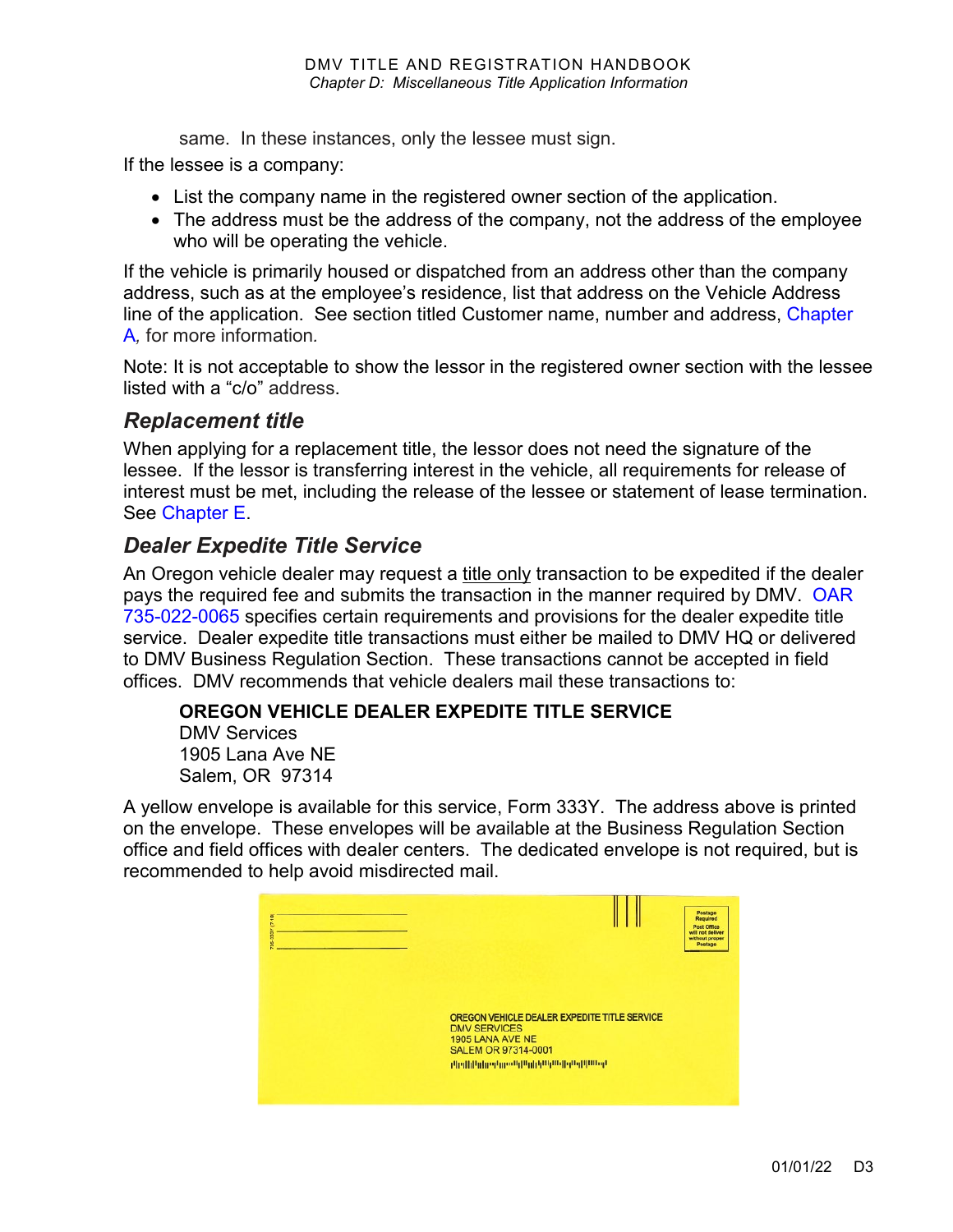same. In these instances, only the lessee must sign.

If the lessee is a company:

- List the company name in the registered owner section of the application.
- The address must be the address of the company, not the address of the employee who will be operating the vehicle.

If the vehicle is primarily housed or dispatched from an address other than the company address, such as at the employee's residence, list that address on the Vehicle Address line of the application. See section titled Customer name, number and address, Chapter A, for more information.

Note: It is not acceptable to show the lessor in the registered owner section with the lessee listed with a "c/o" address.

### *Replacement title*

When applying for a replacement title, the lessor does not need the signature of the lessee. If the lessor is transferring interest in the vehicle, all requirements for release of interest must be met, including the release of the lessee or statement of lease termination. See Chapter E.

### *Dealer Expedite Title Service*

An Oregon vehicle dealer may request a title only transaction to be expedited if the dealer pays the required fee and submits the transaction in the manner required by DMV. OAR 735-022-0065 specifies certain requirements and provisions for the dealer expedite title service. Dealer expedite title transactions must either be mailed to DMV HQ or delivered to DMV Business Regulation Section. These transactions cannot be accepted in field offices. DMV recommends that vehicle dealers mail these transactions to:

**OREGON VEHICLE DEALER EXPEDITE TITLE SERVICE**
DMV Services
1905 Lana Ave NE
Salem, OR 97314

A yellow envelope is available for this service, Form 333Y. The address above is printed on the envelope. These envelopes will be available at the Business Regulation Section office and field offices with dealer centers. The dedicated envelope is not required, but is recommended to help avoid misdirected mail.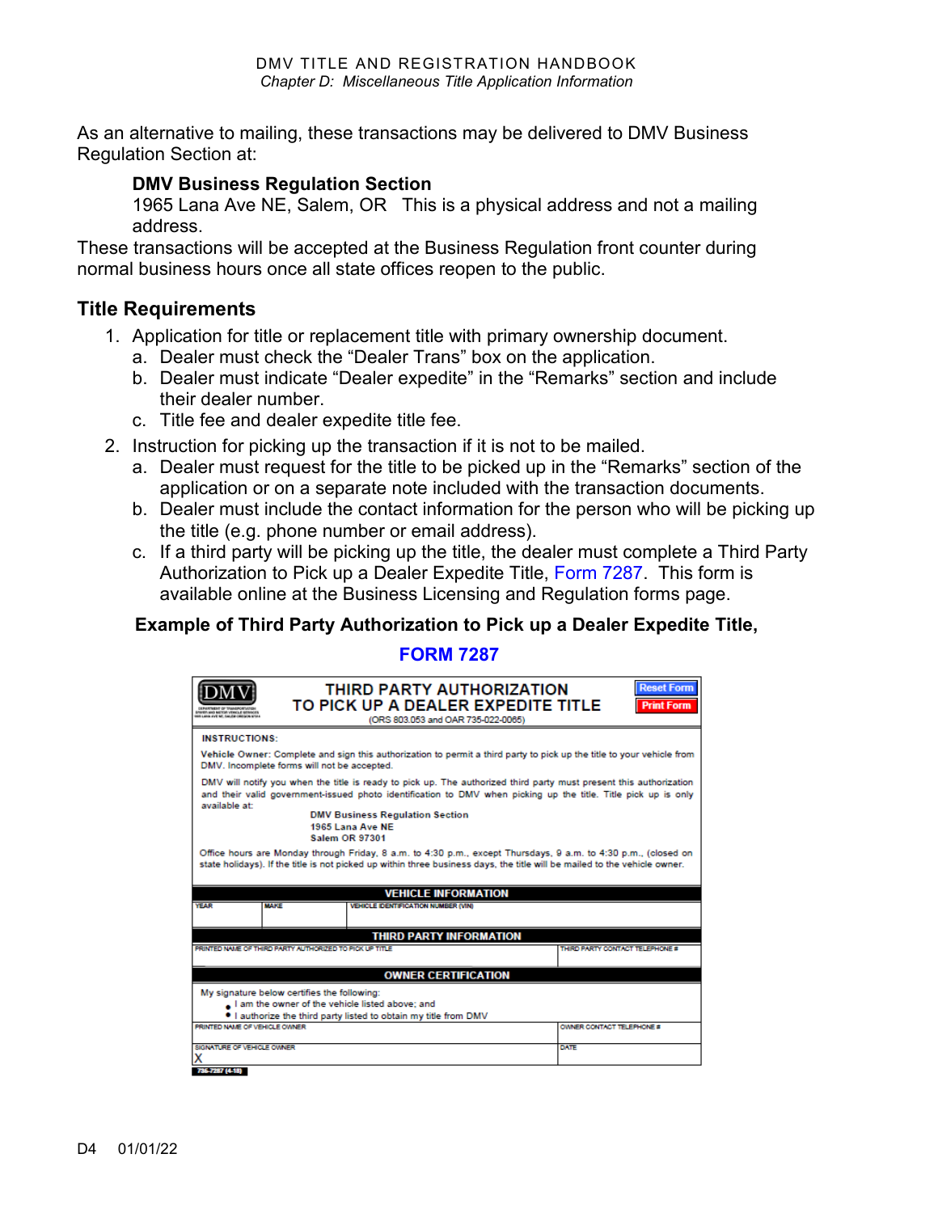As an alternative to mailing, these transactions may be delivered to DMV Business Regulation Section at:

**DMV Business Regulation Section**
1965 Lana Ave NE, Salem, OR   This is a physical address and not a mailing address.

These transactions will be accepted at the Business Regulation front counter during normal business hours once all state offices reopen to the public.

## Title Requirements

1. Application for title or replacement title with primary ownership document.
   a. Dealer must check the "Dealer Trans" box on the application.
   b. Dealer must indicate "Dealer expedite" in the "Remarks" section and include their dealer number.
   c. Title fee and dealer expedite title fee.
2. Instruction for picking up the transaction if it is not to be mailed.
   a. Dealer must request for the title to be picked up in the "Remarks" section of the application or on a separate note included with the transaction documents.
   b. Dealer must include the contact information for the person who will be picking up the title (e.g. phone number or email address).
   c. If a third party will be picking up the title, the dealer must complete a Third Party Authorization to Pick up a Dealer Expedite Title, Form 7287. This form is available online at the Business Licensing and Regulation forms page.

**Example of Third Party Authorization to Pick up a Dealer Expedite Title, FORM 7287**

DMV — DEPARTMENT OF TRANSPORTATION, DRIVER AND MOTOR VEHICLE SERVICES, 1905 LANA AVE NE, SALEM OREGON 97314

**THIRD PARTY AUTHORIZATION TO PICK UP A DEALER EXPEDITE TITLE**
(ORS 803.053 and OAR 735-022-0065)

Reset Form | Print Form

**INSTRUCTIONS:**

Vehicle Owner: Complete and sign this authorization to permit a third party to pick up the title to your vehicle from DMV. Incomplete forms will not be accepted.

DMV will notify you when the title is ready to pick up. The authorized third party must present this authorization and their valid government-issued photo identification to DMV when picking up the title. Title pick up is only available at:

DMV Business Regulation Section
1965 Lana Ave NE
Salem OR 97301

Office hours are Monday through Friday, 8 a.m. to 4:30 p.m., except Thursdays, 9 a.m. to 4:30 p.m., (closed on state holidays). If the title is not picked up within three business days, the title will be mailed to the vehicle owner.

**VEHICLE INFORMATION**

| YEAR | MAKE | VEHICLE IDENTIFICATION NUMBER (VIN) |
| --- | --- | --- |
| | | |

**THIRD PARTY INFORMATION**

| PRINTED NAME OF THIRD PARTY AUTHORIZED TO PICK UP TITLE | THIRD PARTY CONTACT TELEPHONE # |
| --- | --- |
| | |

**OWNER CERTIFICATION**

My signature below certifies the following:
- I am the owner of the vehicle listed above; and
- I authorize the third party listed to obtain my title from DMV

| PRINTED NAME OF VEHICLE OWNER | OWNER CONTACT TELEPHONE # |
| --- | --- |
| | |
| SIGNATURE OF VEHICLE OWNER | DATE |
| X | |

735-7287 (4-18)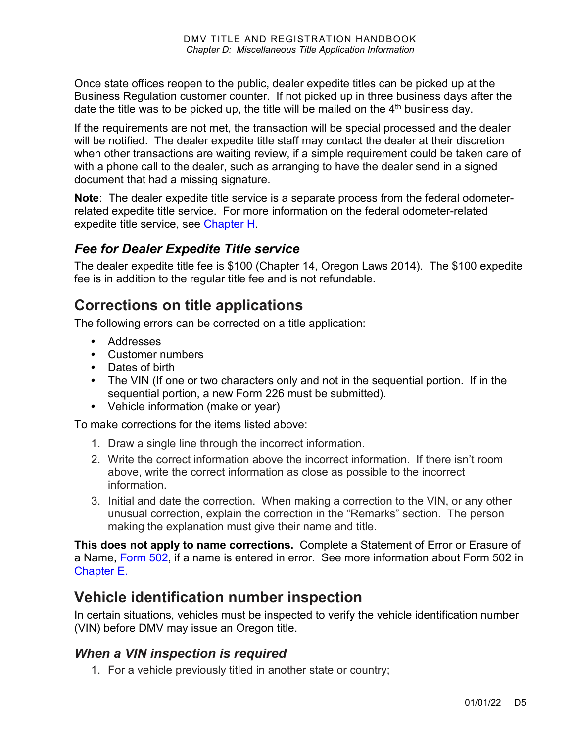Once state offices reopen to the public, dealer expedite titles can be picked up at the Business Regulation customer counter. If not picked up in three business days after the date the title was to be picked up, the title will be mailed on the 4th business day.

If the requirements are not met, the transaction will be special processed and the dealer will be notified. The dealer expedite title staff may contact the dealer at their discretion when other transactions are waiting review, if a simple requirement could be taken care of with a phone call to the dealer, such as arranging to have the dealer send in a signed document that had a missing signature.

**Note**: The dealer expedite title service is a separate process from the federal odometer-related expedite title service. For more information on the federal odometer-related expedite title service, see Chapter H.

### *Fee for Dealer Expedite Title service*

The dealer expedite title fee is $100 (Chapter 14, Oregon Laws 2014). The $100 expedite fee is in addition to the regular title fee and is not refundable.

## Corrections on title applications

The following errors can be corrected on a title application:

- Addresses
- Customer numbers
- Dates of birth
- The VIN (If one or two characters only and not in the sequential portion. If in the sequential portion, a new Form 226 must be submitted).
- Vehicle information (make or year)

To make corrections for the items listed above:

1. Draw a single line through the incorrect information.
2. Write the correct information above the incorrect information. If there isn't room above, write the correct information as close as possible to the incorrect information.
3. Initial and date the correction. When making a correction to the VIN, or any other unusual correction, explain the correction in the "Remarks" section. The person making the explanation must give their name and title.

**This does not apply to name corrections.** Complete a Statement of Error or Erasure of a Name, Form 502, if a name is entered in error. See more information about Form 502 in Chapter E.

## Vehicle identification number inspection

In certain situations, vehicles must be inspected to verify the vehicle identification number (VIN) before DMV may issue an Oregon title.

### *When a VIN inspection is required*

1. For a vehicle previously titled in another state or country;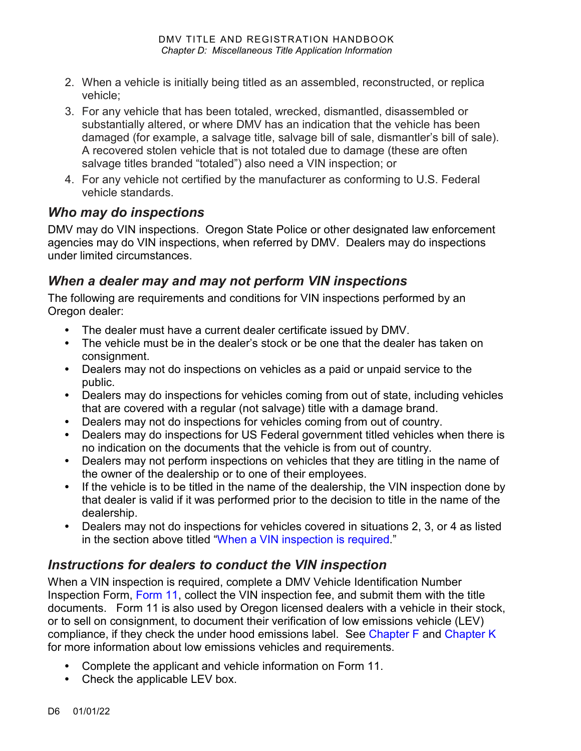2. When a vehicle is initially being titled as an assembled, reconstructed, or replica vehicle;
3. For any vehicle that has been totaled, wrecked, dismantled, disassembled or substantially altered, or where DMV has an indication that the vehicle has been damaged (for example, a salvage title, salvage bill of sale, dismantler's bill of sale). A recovered stolen vehicle that is not totaled due to damage (these are often salvage titles branded "totaled") also need a VIN inspection; or
4. For any vehicle not certified by the manufacturer as conforming to U.S. Federal vehicle standards.

### *Who may do inspections*

DMV may do VIN inspections. Oregon State Police or other designated law enforcement agencies may do VIN inspections, when referred by DMV. Dealers may do inspections under limited circumstances.

### *When a dealer may and may not perform VIN inspections*

The following are requirements and conditions for VIN inspections performed by an Oregon dealer:

- The dealer must have a current dealer certificate issued by DMV.
- The vehicle must be in the dealer's stock or be one that the dealer has taken on consignment.
- Dealers may not do inspections on vehicles as a paid or unpaid service to the public.
- Dealers may do inspections for vehicles coming from out of state, including vehicles that are covered with a regular (not salvage) title with a damage brand.
- Dealers may not do inspections for vehicles coming from out of country.
- Dealers may do inspections for US Federal government titled vehicles when there is no indication on the documents that the vehicle is from out of country.
- Dealers may not perform inspections on vehicles that they are titling in the name of the owner of the dealership or to one of their employees.
- If the vehicle is to be titled in the name of the dealership, the VIN inspection done by that dealer is valid if it was performed prior to the decision to title in the name of the dealership.
- Dealers may not do inspections for vehicles covered in situations 2, 3, or 4 as listed in the section above titled "When a VIN inspection is required."

### *Instructions for dealers to conduct the VIN inspection*

When a VIN inspection is required, complete a DMV Vehicle Identification Number Inspection Form, Form 11, collect the VIN inspection fee, and submit them with the title documents. Form 11 is also used by Oregon licensed dealers with a vehicle in their stock, or to sell on consignment, to document their verification of low emissions vehicle (LEV) compliance, if they check the under hood emissions label. See Chapter F and Chapter K for more information about low emissions vehicles and requirements.

- Complete the applicant and vehicle information on Form 11.
- Check the applicable LEV box.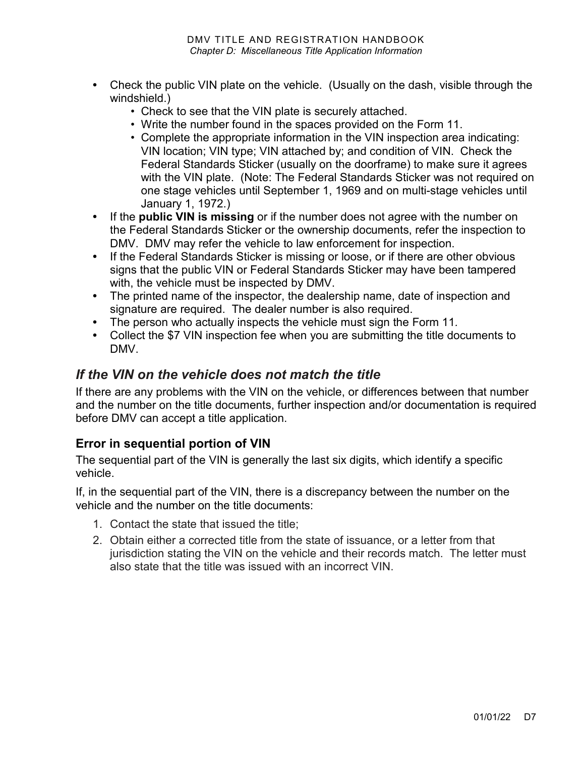- Check the public VIN plate on the vehicle. (Usually on the dash, visible through the windshield.)
  - Check to see that the VIN plate is securely attached.
  - Write the number found in the spaces provided on the Form 11.
  - Complete the appropriate information in the VIN inspection area indicating: VIN location; VIN type; VIN attached by; and condition of VIN. Check the Federal Standards Sticker (usually on the doorframe) to make sure it agrees with the VIN plate. (Note: The Federal Standards Sticker was not required on one stage vehicles until September 1, 1969 and on multi-stage vehicles until January 1, 1972.)
- If the **public VIN is missing** or if the number does not agree with the number on the Federal Standards Sticker or the ownership documents, refer the inspection to DMV. DMV may refer the vehicle to law enforcement for inspection.
- If the Federal Standards Sticker is missing or loose, or if there are other obvious signs that the public VIN or Federal Standards Sticker may have been tampered with, the vehicle must be inspected by DMV.
- The printed name of the inspector, the dealership name, date of inspection and signature are required. The dealer number is also required.
- The person who actually inspects the vehicle must sign the Form 11.
- Collect the $7 VIN inspection fee when you are submitting the title documents to DMV.

## *If the VIN on the vehicle does not match the title*

If there are any problems with the VIN on the vehicle, or differences between that number and the number on the title documents, further inspection and/or documentation is required before DMV can accept a title application.

### Error in sequential portion of VIN

The sequential part of the VIN is generally the last six digits, which identify a specific vehicle.

If, in the sequential part of the VIN, there is a discrepancy between the number on the vehicle and the number on the title documents:

1. Contact the state that issued the title;
2. Obtain either a corrected title from the state of issuance, or a letter from that jurisdiction stating the VIN on the vehicle and their records match. The letter must also state that the title was issued with an incorrect VIN.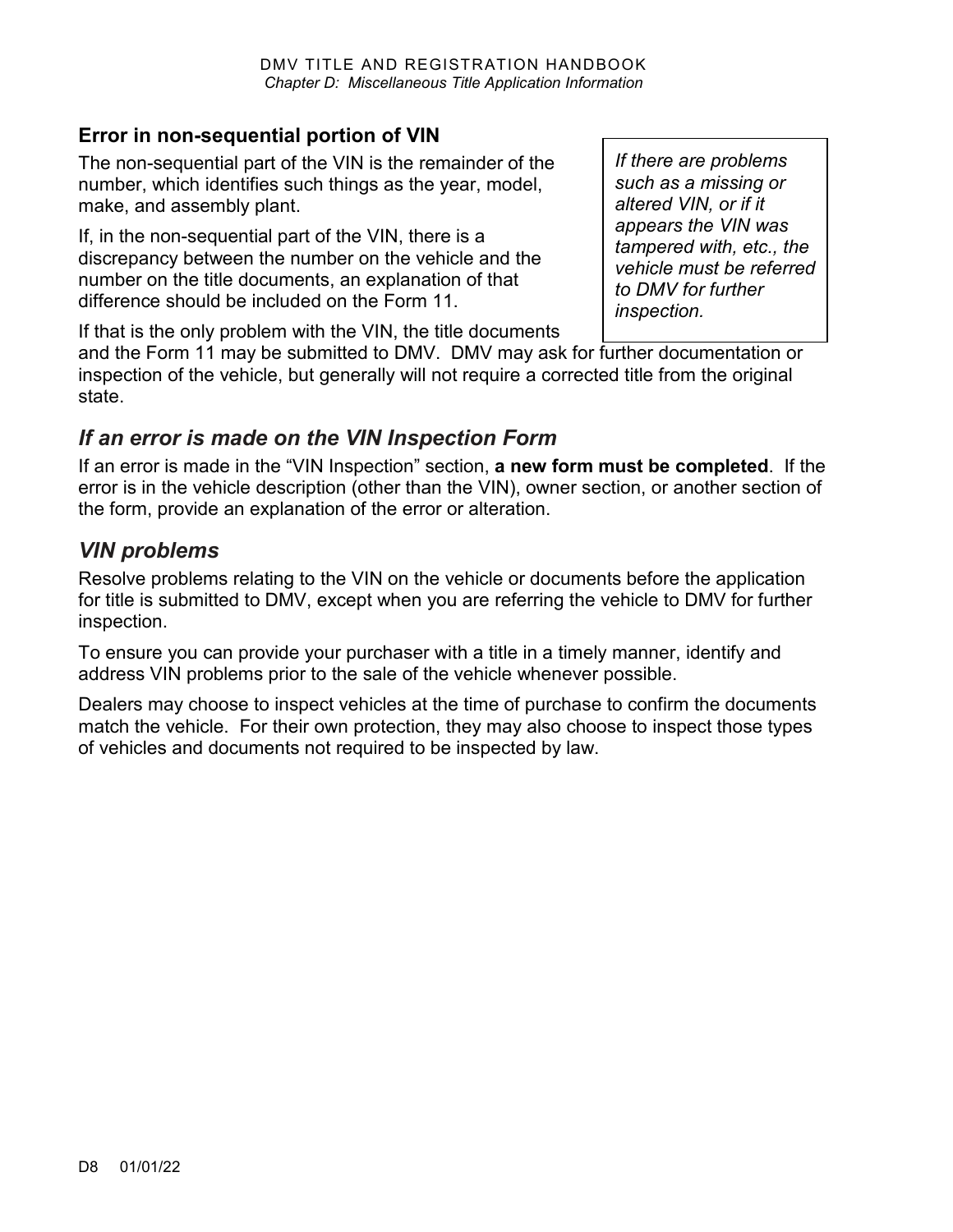### Error in non-sequential portion of VIN

The non-sequential part of the VIN is the remainder of the number, which identifies such things as the year, model, make, and assembly plant.

If, in the non-sequential part of the VIN, there is a discrepancy between the number on the vehicle and the number on the title documents, an explanation of that difference should be included on the Form 11.

*If there are problems such as a missing or altered VIN, or if it appears the VIN was tampered with, etc., the vehicle must be referred to DMV for further inspection.*

If that is the only problem with the VIN, the title documents and the Form 11 may be submitted to DMV. DMV may ask for further documentation or inspection of the vehicle, but generally will not require a corrected title from the original state.

## *If an error is made on the VIN Inspection Form*

If an error is made in the "VIN Inspection" section, **a new form must be completed**. If the error is in the vehicle description (other than the VIN), owner section, or another section of the form, provide an explanation of the error or alteration.

## *VIN problems*

Resolve problems relating to the VIN on the vehicle or documents before the application for title is submitted to DMV, except when you are referring the vehicle to DMV for further inspection.

To ensure you can provide your purchaser with a title in a timely manner, identify and address VIN problems prior to the sale of the vehicle whenever possible.

Dealers may choose to inspect vehicles at the time of purchase to confirm the documents match the vehicle. For their own protection, they may also choose to inspect those types of vehicles and documents not required to be inspected by law.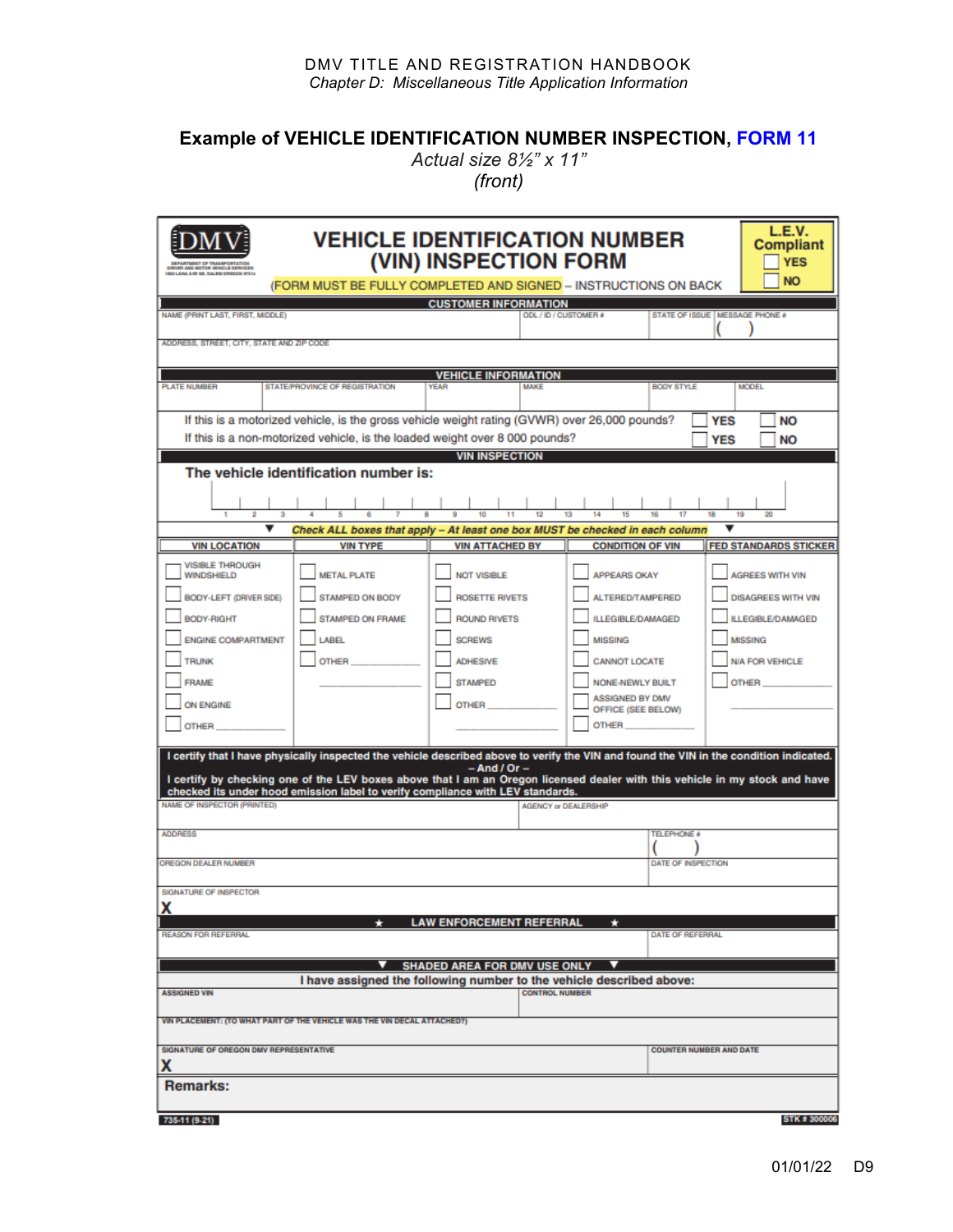# Example of VEHICLE IDENTIFICATION NUMBER INSPECTION, FORM 11

*Actual size 8½" x 11"*
*(front)*

DMV
DEPARTMENT OF TRANSPORTATION
DRIVER AND MOTOR VEHICLE SERVICES
1905 LANA AVE NE, SALEM OREGON 97314

## VEHICLE IDENTIFICATION NUMBER (VIN) INSPECTION FORM

(FORM MUST BE FULLY COMPLETED AND SIGNED – INSTRUCTIONS ON BACK

**L.E.V. Compliant**
☐ YES
☐ NO

### CUSTOMER INFORMATION

| NAME (PRINT LAST, FIRST, MIDDLE) | ODL / ID / CUSTOMER # | STATE OF ISSUE | MESSAGE PHONE # |
|---|---|---|---|
| | | | ( ) |

ADDRESS, STREET, CITY, STATE AND ZIP CODE

### VEHICLE INFORMATION

| PLATE NUMBER | STATE/PROVINCE OF REGISTRATION | YEAR | MAKE | BODY STYLE | MODEL |
|---|---|---|---|---|---|
| | | | | | |

If this is a motorized vehicle, is the gross vehicle weight rating (GVWR) over 26,000 pounds? ☐ YES ☐ NO

If this is a non-motorized vehicle, is the loaded weight over 8 000 pounds? ☐ YES ☐ NO

### VIN INSPECTION

**The vehicle identification number is:**

1 2 3 4 5 6 7 8 9 10 11 12 13 14 15 16 17 18 19 20

***Check ALL boxes that apply – At least one box MUST be checked in each column***

| VIN LOCATION | VIN TYPE | VIN ATTACHED BY | CONDITION OF VIN | FED STANDARDS STICKER |
|---|---|---|---|---|
| ☐ VISIBLE THROUGH WINDSHIELD | ☐ METAL PLATE | ☐ NOT VISIBLE | ☐ APPEARS OKAY | ☐ AGREES WITH VIN |
| ☐ BODY-LEFT (DRIVER SIDE) | ☐ STAMPED ON BODY | ☐ ROSETTE RIVETS | ☐ ALTERED/TAMPERED | ☐ DISAGREES WITH VIN |
| ☐ BODY-RIGHT | ☐ STAMPED ON FRAME | ☐ ROUND RIVETS | ☐ ILLEGIBLE/DAMAGED | ☐ ILLEGIBLE/DAMAGED |
| ☐ ENGINE COMPARTMENT | ☐ LABEL | ☐ SCREWS | ☐ MISSING | ☐ MISSING |
| ☐ TRUNK | ☐ OTHER ________ | ☐ ADHESIVE | ☐ CANNOT LOCATE | ☐ N/A FOR VEHICLE |
| ☐ FRAME | | ☐ STAMPED | ☐ NONE-NEWLY BUILT | ☐ OTHER ________ |
| ☐ ON ENGINE | | ☐ OTHER ________ | ☐ ASSIGNED BY DMV OFFICE (SEE BELOW) | |
| ☐ OTHER ________ | | | ☐ OTHER ________ | |

**I certify that I have physically inspected the vehicle described above to verify the VIN and found the VIN in the condition indicated.**
**– And / Or –**
**I certify by checking one of the LEV boxes above that I am an Oregon licensed dealer with this vehicle in my stock and have checked its under hood emission label to verify compliance with LEV standards.**

| NAME OF INSPECTOR (PRINTED) | AGENCY or DEALERSHIP |
|---|---|
| ADDRESS | TELEPHONE # ( ) |
| OREGON DEALER NUMBER | DATE OF INSPECTION |

SIGNATURE OF INSPECTOR
**X**

### ★ LAW ENFORCEMENT REFERRAL ★

| REASON FOR REFERRAL | DATE OF REFERRAL |
|---|---|
| | |

### ▼ SHADED AREA FOR DMV USE ONLY ▼

**I have assigned the following number to the vehicle described above:**

| ASSIGNED VIN | CONTROL NUMBER |
|---|---|
| | |

VIN PLACEMENT: (TO WHAT PART OF THE VEHICLE WAS THE VIN DECAL ATTACHED?)

| SIGNATURE OF OREGON DMV REPRESENTATIVE | COUNTER NUMBER AND DATE |
|---|---|
| **X** | |

**Remarks:**

735-11 (9-21) STK # 300006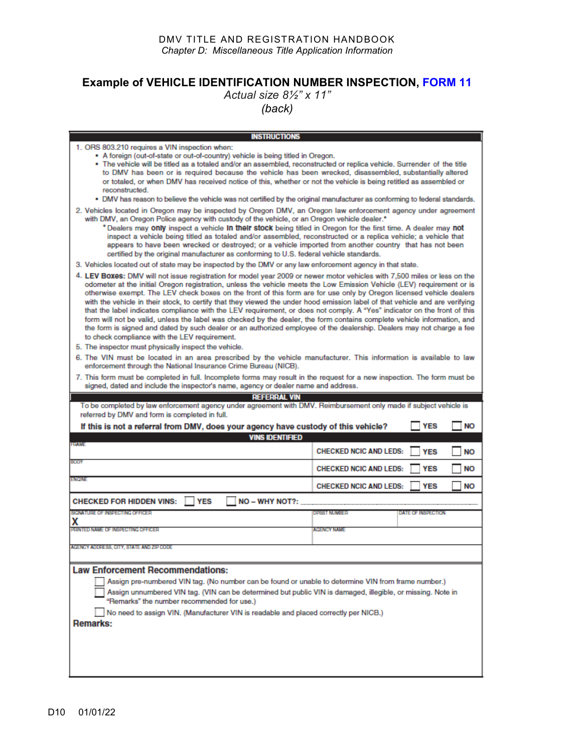DMV TITLE AND REGISTRATION HANDBOOK
*Chapter D: Miscellaneous Title Application Information*

## Example of VEHICLE IDENTIFICATION NUMBER INSPECTION, FORM 11

*Actual size 8½" x 11"*
*(back)*

**INSTRUCTIONS**

1. ORS 803.210 requires a VIN inspection when:
   - A foreign (out-of-state or out-of-country) vehicle is being titled in Oregon.
   - The vehicle will be titled as a totaled and/or an assembled, reconstructed or replica vehicle. Surrender of the title to DMV has been or is required because the vehicle has been wrecked, disassembled, substantially altered or totaled, or when DMV has received notice of this, whether or not the vehicle is being retitled as assembled or reconstructed.
   - DMV has reason to believe the vehicle was not certified by the original manufacturer as conforming to federal standards.
2. Vehicles located in Oregon may be inspected by Oregon DMV, an Oregon law enforcement agency under agreement with DMV, an Oregon Police agency with custody of the vehicle, or an Oregon vehicle dealer.*
   - *Dealers may **only** inspect a vehicle **in their stock** being titled in Oregon for the first time. A dealer may **not** inspect a vehicle being titled as totaled and/or assembled, reconstructed or a replica vehicle; a vehicle that appears to have been wrecked or destroyed; or a vehicle imported from another country that has not been certified by the original manufacturer as conforming to U.S. federal vehicle standards.
3. Vehicles located out of state may be inspected by the DMV or any law enforcement agency in that state.
4. **LEV Boxes:** DMV will not issue registration for model year 2009 or newer motor vehicles with 7,500 miles or less on the odometer at the initial Oregon registration, unless the vehicle meets the Low Emission Vehicle (LEV) requirement or is otherwise exempt. The LEV check boxes on the front of this form are for use only by Oregon licensed vehicle dealers with the vehicle in their stock, to certify that they viewed the under hood emission label of that vehicle and are verifying that the label indicates compliance with the LEV requirement, or does not comply. A "Yes" indicator on the front of this form will not be valid, unless the label was checked by the dealer, the form contains complete vehicle information, and the form is signed and dated by such dealer or an authorized employee of the dealership. Dealers may not charge a fee to check compliance with the LEV requirement.
5. The inspector must physically inspect the vehicle.
6. The VIN must be located in an area prescribed by the vehicle manufacturer. This information is available to law enforcement through the National Insurance Crime Bureau (NICB).
7. This form must be completed in full. Incomplete forms may result in the request for a new inspection. The form must be signed, dated and include the inspector's name, agency or dealer name and address.

**REFERRAL VIN**

To be completed by law enforcement agency under agreement with DMV. Reimbursement only made if subject vehicle is referred by DMV and form is completed in full.

**If this is not a referral from DMV, does your agency have custody of this vehicle?** ☐ YES ☐ NO

**VINS IDENTIFIED**

| | |
|---|---|
| FRAME | CHECKED NCIC AND LEDS: ☐ YES ☐ NO |
| BODY | CHECKED NCIC AND LEDS: ☐ YES ☐ NO |
| ENGINE | CHECKED NCIC AND LEDS: ☐ YES ☐ NO |

CHECKED FOR HIDDEN VINS: ☐ YES ☐ NO – WHY NOT?: ____________

| | | |
|---|---|---|
| SIGNATURE OF INSPECTING OFFICER<br>X | DPSST NUMBER | DATE OF INSPECTION |
| PRINTED NAME OF INSPECTING OFFICER | AGENCY NAME | |
| AGENCY ADDRESS, CITY, STATE AND ZIP CODE | | |

**Law Enforcement Recommendations:**

☐ Assign pre-numbered VIN tag. (No number can be found or unable to determine VIN from frame number.)
☐ Assign unnumbered VIN tag. (VIN can be determined but public VIN is damaged, illegible, or missing. Note in "Remarks" the number recommended for use.)
☐ No need to assign VIN. (Manufacturer VIN is readable and placed correctly per NICB.)

**Remarks:**

D10 01/01/22